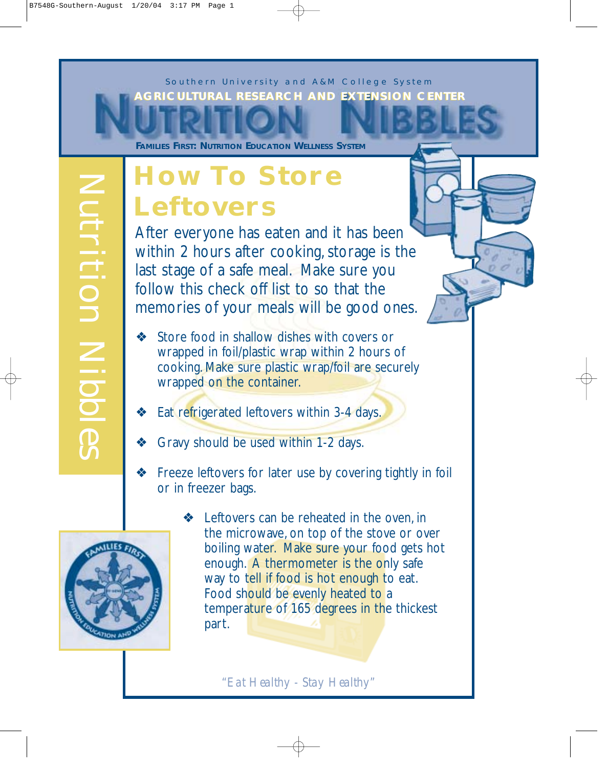Southern University and A&M College System

AGRICULTURAL RESEARCH AND EXTENSION CENTER

# NUTRITION NIBBLES

FAMILIES FIRST: NUTRITION EDUCATION WELLNESS SYSTEM

Nutrition Nibbles

## How To Store Leftovers

After everyone has eaten and it has been within 2 hours after cooking, storage is the last stage of a safe meal. Make sure you follow this check off list to so that the memories of your meals will be good ones.

- Store food in shallow dishes with covers or wrapped in foil/plastic wrap within 2 hours of cooking. Make sure plastic wrap/foil are securely wrapped on the container.
- Eat refrigerated leftovers within 3-4 days.
- Gravy should be used within 1-2 days.
- Freeze leftovers for later use by covering tightly in foil or in freezer bags.
- Leftovers can be reheated in the oven, in the microwave, on top of the stove or over boiling water. Make sure your food gets hot enough. A thermometer is the only safe way to tell if food is hot enough to eat. Food should be evenly heated to a temperature of 165 degrees in the thickest part.

*"Eat Healthy - Stay Healthy"*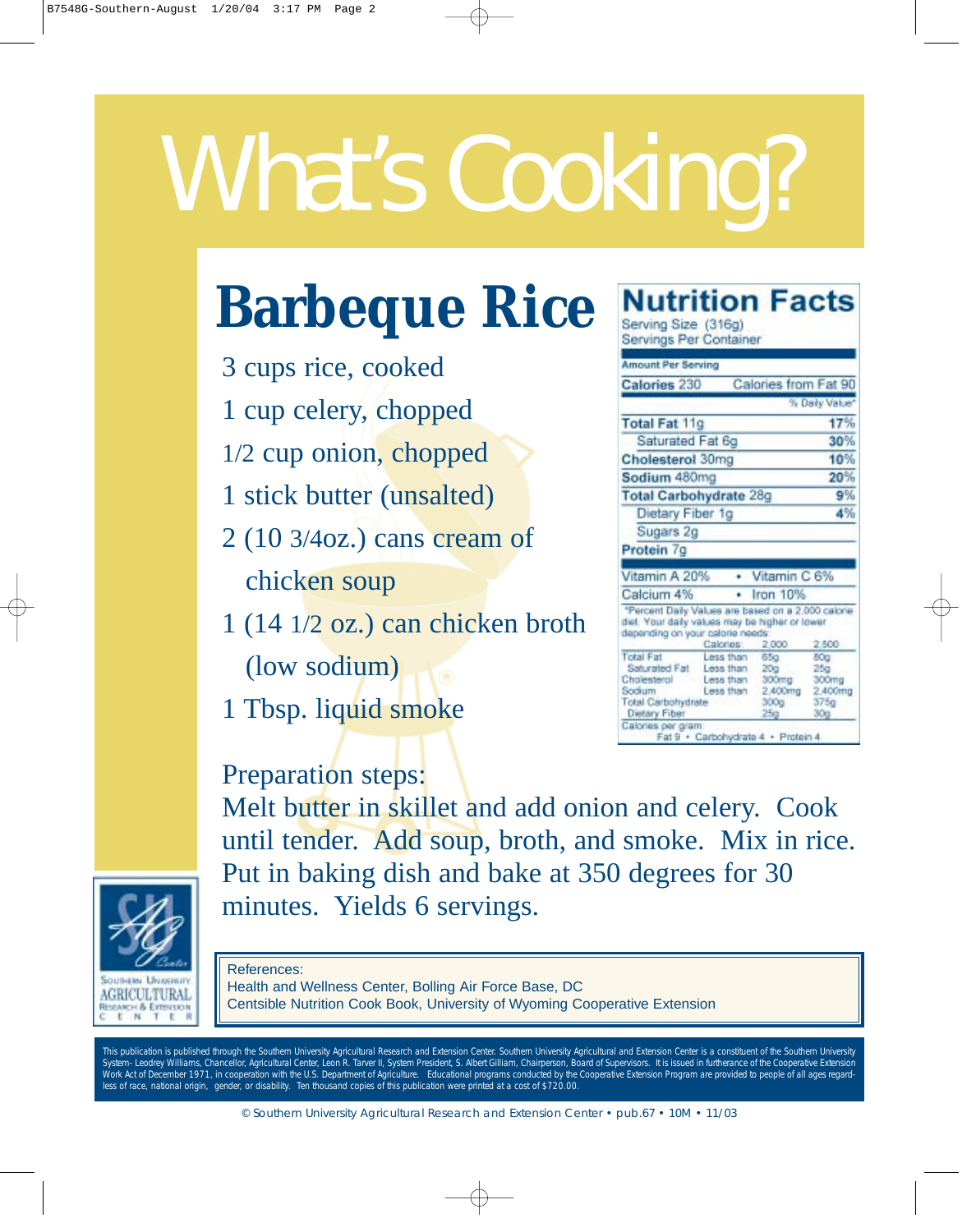# What's Cooking?

## Barbeque Rice

- 3 cups rice, cooked
- 1 cup celery, chopped
- 1/2 cup onion, chopped
- 1 stick butter (unsalted)
- 2 (10 3/4oz.) cans cream of chicken soup
- 1 (14 1/2 oz.) can chicken broth (low sodium)
- 1 Tbsp. liquid smoke

### Nutrition Facts

Serving Size (316g)
Servings Per Container

| Amount Per Serving | |
|---|---|
| Calories 230 | Calories from Fat 90 |
| | % Daily Value* |
| **Total Fat** 11g | 17% |
| Saturated Fat 6g | 30% |
| **Cholesterol** 30mg | 10% |
| **Sodium** 480mg | 20% |
| **Total Carbohydrate** 28g | 9% |
| Dietary Fiber 1g | 4% |
| Sugars 2g | |
| **Protein** 7g | |
| Vitamin A 20% | Vitamin C 6% |
| Calcium 4% | Iron 10% |

*Percent Daily Values are based on a 2,000 calorie diet. Your daily values may be higher or lower depending on your calorie needs:

| | Calories: | 2,000 | 2,500 |
|---|---|---|---|
| Total Fat | Less than | 65g | 80g |
| Saturated Fat | Less than | 20g | 25g |
| Cholesterol | Less than | 300mg | 300mg |
| Sodium | Less than | 2,400mg | 2,400mg |
| Total Carbohydrate | | 300g | 375g |
| Dietary Fiber | | 25g | 30g |

Calories per gram:
Fat 9 • Carbohydrate 4 • Protein 4

Preparation steps:
Melt butter in skillet and add onion and celery. Cook until tender. Add soup, broth, and smoke. Mix in rice. Put in baking dish and bake at 350 degrees for 30 minutes. Yields 6 servings.

References:
Health and Wellness Center, Bolling Air Force Base, DC
Centsible Nutrition Cook Book, University of Wyoming Cooperative Extension

Southern University Agricultural Research & Extension Center

This publication is published through the Southern University Agricultural Research and Extension Center. Southern University Agricultural and Extension Center is a constituent of the Southern University System- Leodrey Williams, Chancellor, Agricultural Center, Leon R. Tarver II, System President, S. Albert Gilliam, Chairperson, Board of Supervisors. It is issued in furtherance of the Cooperative Extension Work Act of December 1971, in cooperation with the U.S. Department of Agriculture. Educational programs conducted by the Cooperative Extension Program are provided to people of all ages regardless of race, national origin, gender, or disability. Ten thousand copies of this publication were printed at a cost of $720.00.

© Southern University Agricultural Research and Extension Center • pub.67 • 10M • 11/03